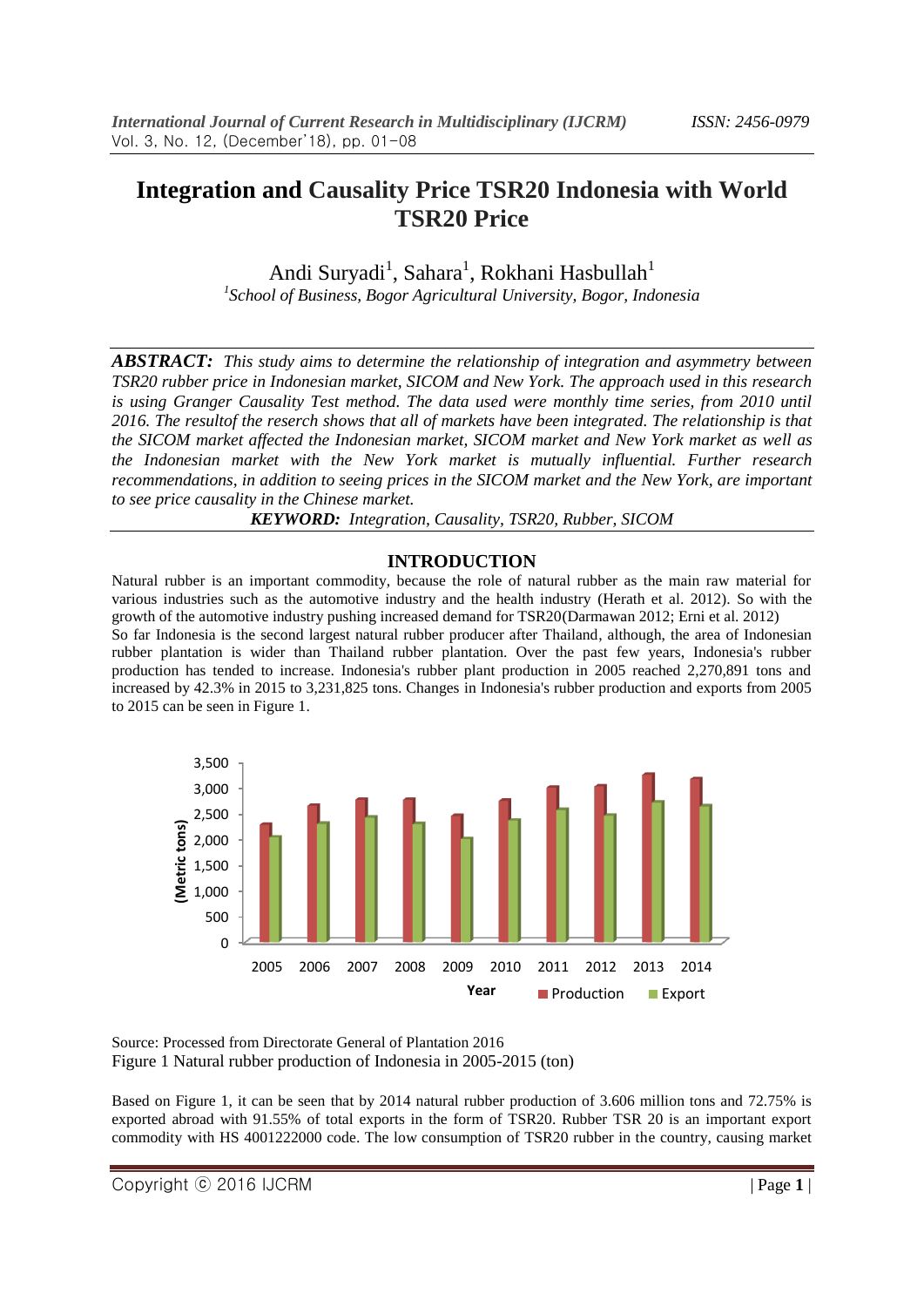# Integration and Causality Price TSR20 Indonesia with World TSR20 Price

Andi Suryadi[1], Sahara[1], Rokhani Hasbullah[1]

[1]*School of Business, Bogor Agricultural University, Bogor, Indonesia*

***ABSTRACT:*** *This study aims to determine the relationship of integration and asymmetry between TSR20 rubber price in Indonesian market, SICOM and New York. The approach used in this research is using Granger Causality Test method. The data used were monthly time series, from 2010 until 2016. The resultof the reserch shows that all of markets have been integrated. The relationship is that the SICOM market affected the Indonesian market, SICOM market and New York market as well as the Indonesian market with the New York market is mutually influential. Further research recommendations, in addition to seeing prices in the SICOM market and the New York, are important to see price causality in the Chinese market.*

***KEYWORD:*** *Integration, Causality, TSR20, Rubber, SICOM*

## INTRODUCTION

Natural rubber is an important commodity, because the role of natural rubber as the main raw material for various industries such as the automotive industry and the health industry (Herath et al. 2012). So with the growth of the automotive industry pushing increased demand for TSR20(Darmawan 2012; Erni et al. 2012)

So far Indonesia is the second largest natural rubber producer after Thailand, although, the area of Indonesian rubber plantation is wider than Thailand rubber plantation. Over the past few years, Indonesia's rubber production has tended to increase. Indonesia's rubber plant production in 2005 reached 2,270,891 tons and increased by 42.3% in 2015 to 3,231,825 tons. Changes in Indonesia's rubber production and exports from 2005 to 2015 can be seen in Figure 1.

Source: Processed from Directorate General of Plantation 2016

Figure 1 Natural rubber production of Indonesia in 2005-2015 (ton)

Based on Figure 1, it can be seen that by 2014 natural rubber production of 3.606 million tons and 72.75% is exported abroad with 91.55% of total exports in the form of TSR20. Rubber TSR 20 is an important export commodity with HS 4001222000 code. The low consumption of TSR20 rubber in the country, causing market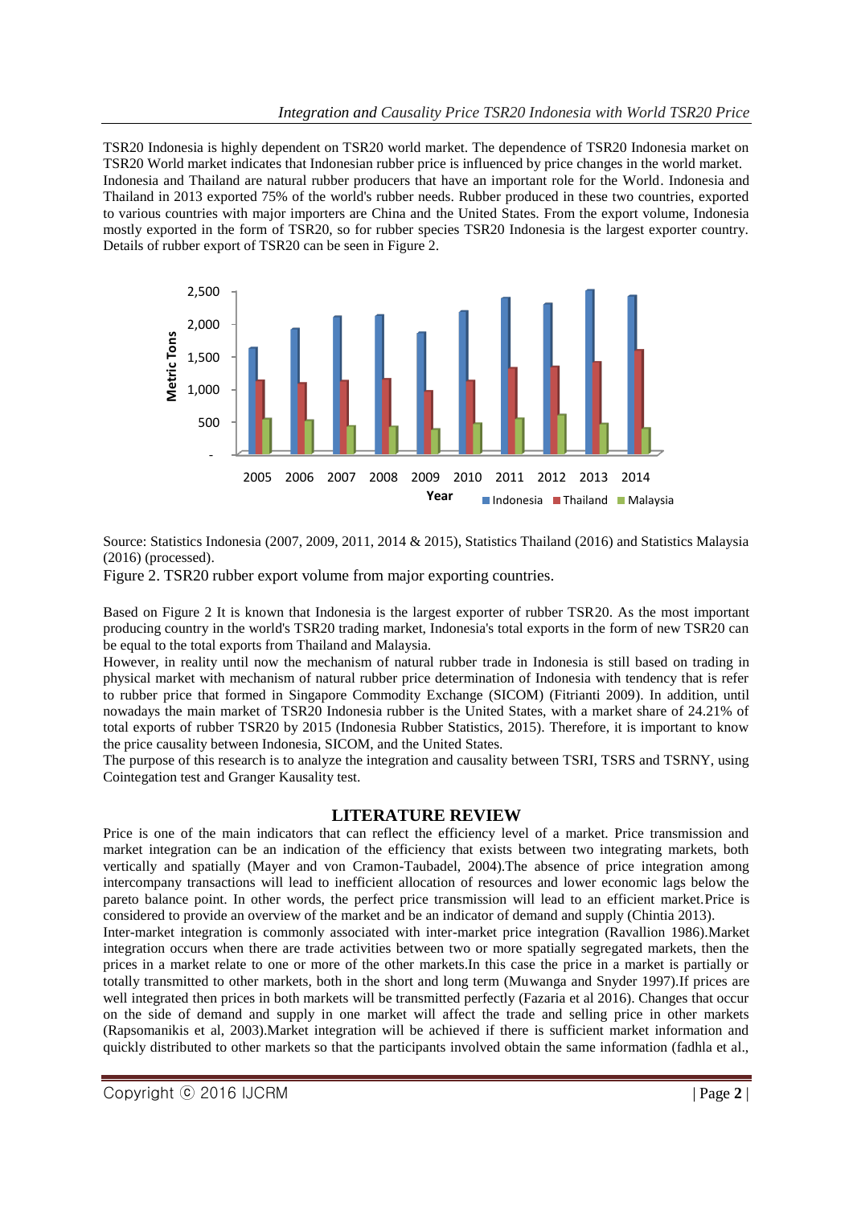TSR20 Indonesia is highly dependent on TSR20 world market. The dependence of TSR20 Indonesia market on TSR20 World market indicates that Indonesian rubber price is influenced by price changes in the world market. Indonesia and Thailand are natural rubber producers that have an important role for the World. Indonesia and Thailand in 2013 exported 75% of the world's rubber needs. Rubber produced in these two countries, exported to various countries with major importers are China and the United States. From the export volume, Indonesia mostly exported in the form of TSR20, so for rubber species TSR20 Indonesia is the largest exporter country. Details of rubber export of TSR20 can be seen in Figure 2.

Source: Statistics Indonesia (2007, 2009, 2011, 2014 & 2015), Statistics Thailand (2016) and Statistics Malaysia (2016) (processed).

Figure 2. TSR20 rubber export volume from major exporting countries.

Based on Figure 2 It is known that Indonesia is the largest exporter of rubber TSR20. As the most important producing country in the world's TSR20 trading market, Indonesia's total exports in the form of new TSR20 can be equal to the total exports from Thailand and Malaysia.

However, in reality until now the mechanism of natural rubber trade in Indonesia is still based on trading in physical market with mechanism of natural rubber price determination of Indonesia with tendency that is refer to rubber price that formed in Singapore Commodity Exchange (SICOM) (Fitrianti 2009). In addition, until nowadays the main market of TSR20 Indonesia rubber is the United States, with a market share of 24.21% of total exports of rubber TSR20 by 2015 (Indonesia Rubber Statistics, 2015). Therefore, it is important to know the price causality between Indonesia, SICOM, and the United States.

The purpose of this research is to analyze the integration and causality between TSRI, TSRS and TSRNY, using Cointegration test and Granger Kausality test.

## LITERATURE REVIEW

Price is one of the main indicators that can reflect the efficiency level of a market. Price transmission and market integration can be an indication of the efficiency that exists between two integrating markets, both vertically and spatially (Mayer and von Cramon-Taubadel, 2004).The absence of price integration among intercompany transactions will lead to inefficient allocation of resources and lower economic lags below the pareto balance point. In other words, the perfect price transmission will lead to an efficient market.Price is considered to provide an overview of the market and be an indicator of demand and supply (Chintia 2013).

Inter-market integration is commonly associated with inter-market price integration (Ravallion 1986).Market integration occurs when there are trade activities between two or more spatially segregated markets, then the prices in a market relate to one or more of the other markets.In this case the price in a market is partially or totally transmitted to other markets, both in the short and long term (Muwanga and Snyder 1997).If prices are well integrated then prices in both markets will be transmitted perfectly (Fazaria et al 2016). Changes that occur on the side of demand and supply in one market will affect the trade and selling price in other markets (Rapsomanikis et al, 2003).Market integration will be achieved if there is sufficient market information and quickly distributed to other markets so that the participants involved obtain the same information (fadhla et al.,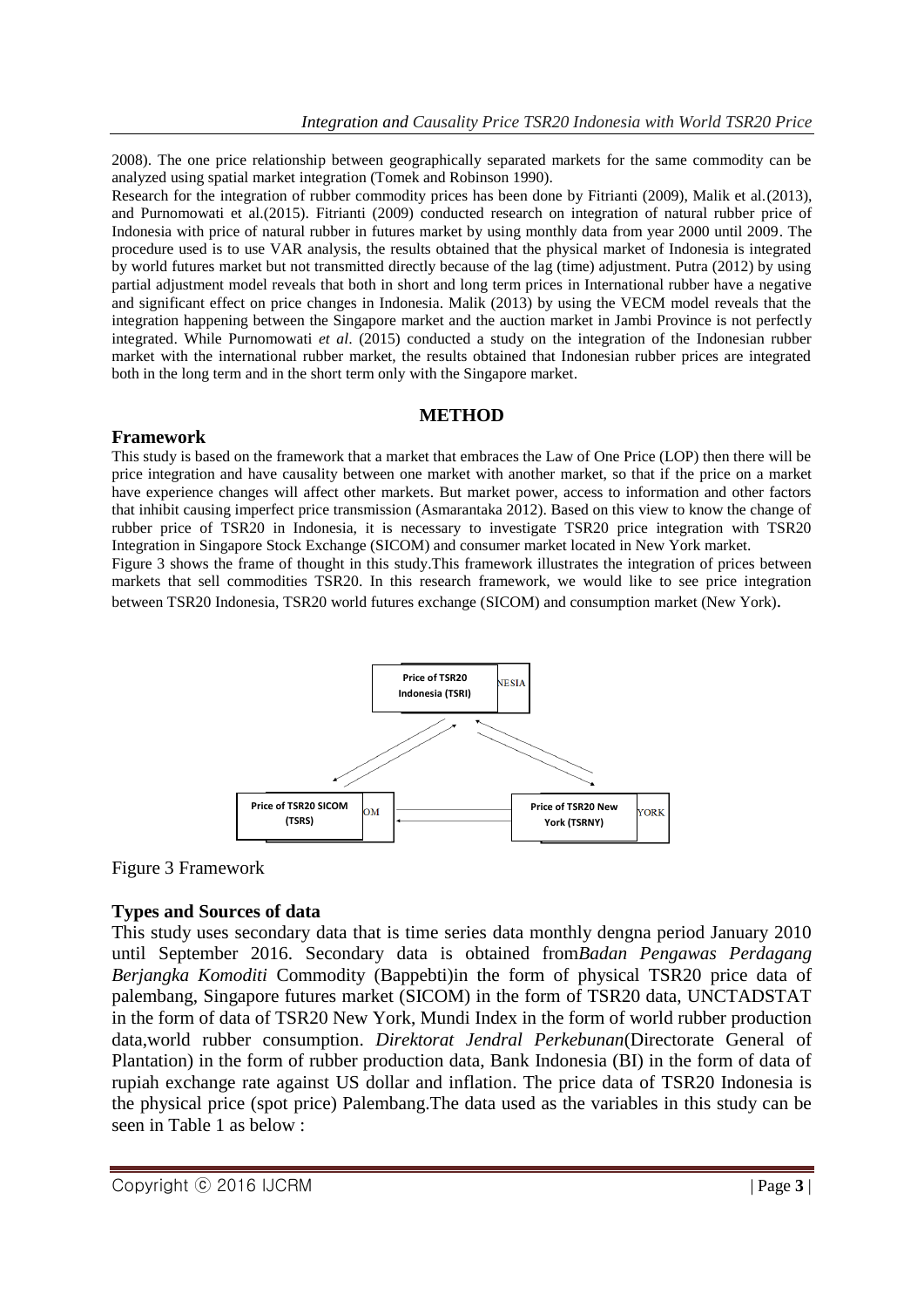2008). The one price relationship between geographically separated markets for the same commodity can be analyzed using spatial market integration (Tomek and Robinson 1990).

Research for the integration of rubber commodity prices has been done by Fitrianti (2009), Malik et al.(2013), and Purnomowati et al.(2015). Fitrianti (2009) conducted research on integration of natural rubber price of Indonesia with price of natural rubber in futures market by using monthly data from year 2000 until 2009. The procedure used is to use VAR analysis, the results obtained that the physical market of Indonesia is integrated by world futures market but not transmitted directly because of the lag (time) adjustment. Putra (2012) by using partial adjustment model reveals that both in short and long term prices in International rubber have a negative and significant effect on price changes in Indonesia. Malik (2013) by using the VECM model reveals that the integration happening between the Singapore market and the auction market in Jambi Province is not perfectly integrated. While Purnomowati *et al*. (2015) conducted a study on the integration of the Indonesian rubber market with the international rubber market, the results obtained that Indonesian rubber prices are integrated both in the long term and in the short term only with the Singapore market.

## METHOD

### Framework

This study is based on the framework that a market that embraces the Law of One Price (LOP) then there will be price integration and have causality between one market with another market, so that if the price on a market have experience changes will affect other markets. But market power, access to information and other factors that inhibit causing imperfect price transmission (Asmarantaka 2012). Based on this view to know the change of rubber price of TSR20 in Indonesia, it is necessary to investigate TSR20 price integration with TSR20 Integration in Singapore Stock Exchange (SICOM) and consumer market located in New York market.

Figure 3 shows the frame of thought in this study.This framework illustrates the integration of prices between markets that sell commodities TSR20. In this research framework, we would like to see price integration between TSR20 Indonesia, TSR20 world futures exchange (SICOM) and consumption market (New York).

Price of TSR20 Indonesia (TSRI)

Price of TSR20 SICOM (TSRS)

Price of TSR20 New York (TSRNY)

Figure 3 Framework

### Types and Sources of data

This study uses secondary data that is time series data monthly dengna period January 2010 until September 2016. Secondary data is obtained from*Badan Pengawas Perdagang Berjangka Komoditi* Commodity (Bappebti)in the form of physical TSR20 price data of palembang, Singapore futures market (SICOM) in the form of TSR20 data, UNCTADSTAT in the form of data of TSR20 New York, Mundi Index in the form of world rubber production data,world rubber consumption. *Direktorat Jendral Perkebunan*(Directorate General of Plantation) in the form of rubber production data, Bank Indonesia (BI) in the form of data of rupiah exchange rate against US dollar and inflation. The price data of TSR20 Indonesia is the physical price (spot price) Palembang.The data used as the variables in this study can be seen in Table 1 as below :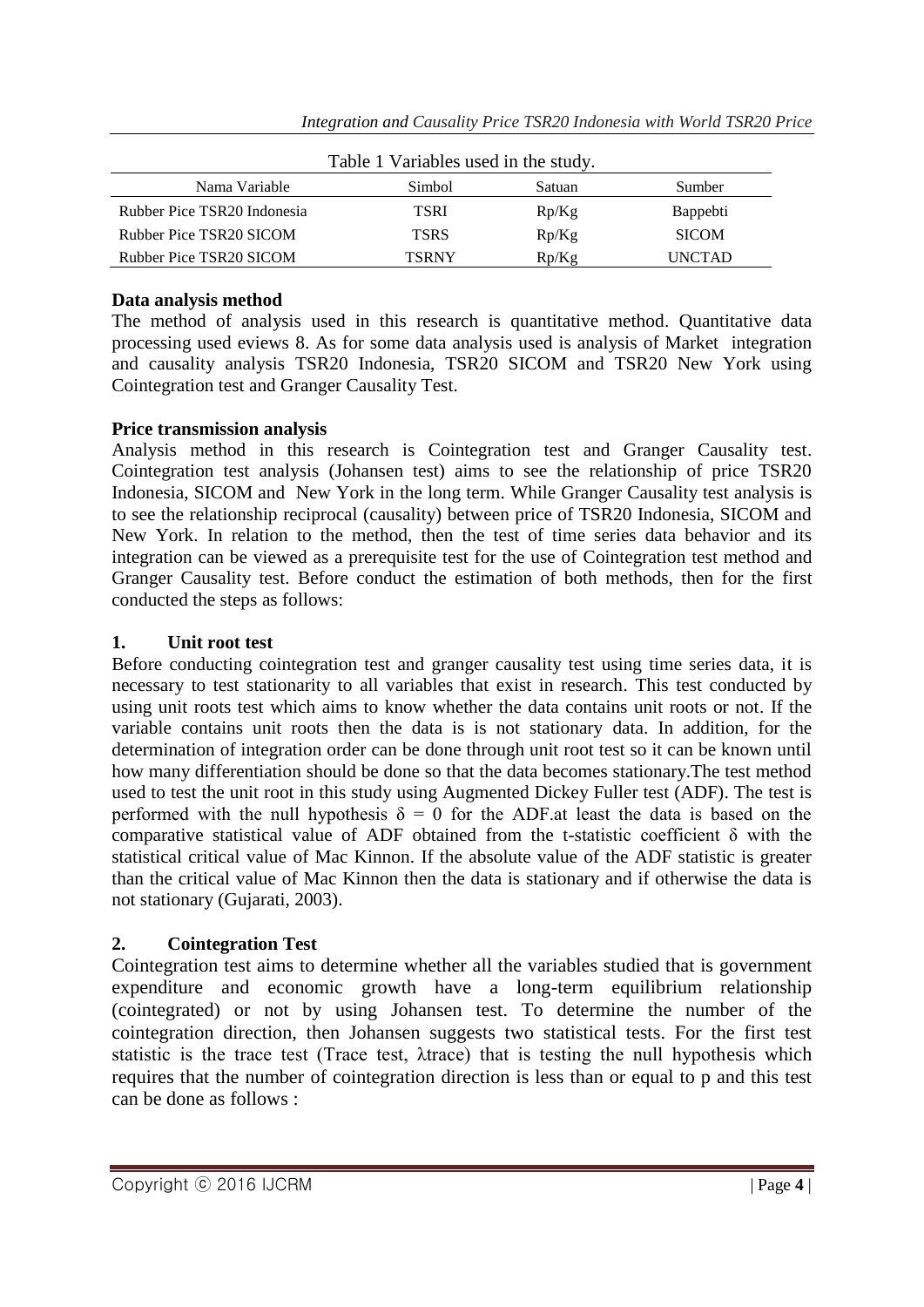Table 1 Variables used in the study.

| Nama Variable | Simbol | Satuan | Sumber |
|---|---|---|---|
| Rubber Pice TSR20 Indonesia | TSRI | Rp/Kg | Bappebti |
| Rubber Pice TSR20 SICOM | TSRS | Rp/Kg | SICOM |
| Rubber Pice TSR20 SICOM | TSRNY | Rp/Kg | UNCTAD |

**Data analysis method**

The method of analysis used in this research is quantitative method. Quantitative data processing used eviews 8. As for some data analysis used is analysis of Market integration and causality analysis TSR20 Indonesia, TSR20 SICOM and TSR20 New York using Cointegration test and Granger Causality Test.

**Price transmission analysis**

Analysis method in this research is Cointegration test and Granger Causality test. Cointegration test analysis (Johansen test) aims to see the relationship of price TSR20 Indonesia, SICOM and New York in the long term. While Granger Causality test analysis is to see the relationship reciprocal (causality) between price of TSR20 Indonesia, SICOM and New York. In relation to the method, then the test of time series data behavior and its integration can be viewed as a prerequisite test for the use of Cointegration test method and Granger Causality test. Before conduct the estimation of both methods, then for the first conducted the steps as follows:

**1. Unit root test**

Before conducting cointegration test and granger causality test using time series data, it is necessary to test stationarity to all variables that exist in research. This test conducted by using unit roots test which aims to know whether the data contains unit roots or not. If the variable contains unit roots then the data is is not stationary data. In addition, for the determination of integration order can be done through unit root test so it can be known until how many differentiation should be done so that the data becomes stationary.The test method used to test the unit root in this study using Augmented Dickey Fuller test (ADF). The test is performed with the null hypothesis $\delta = 0$ for the ADF.at least the data is based on the comparative statistical value of ADF obtained from the t-statistic coefficient $\delta$ with the statistical critical value of Mac Kinnon. If the absolute value of the ADF statistic is greater than the critical value of Mac Kinnon then the data is stationary and if otherwise the data is not stationary (Gujarati, 2003).

**2. Cointegration Test**

Cointegration test aims to determine whether all the variables studied that is government expenditure and economic growth have a long-term equilibrium relationship (cointegrated) or not by using Johansen test. To determine the number of the cointegration direction, then Johansen suggests two statistical tests. For the first test statistic is the trace test (Trace test, $\lambda$trace) that is testing the null hypothesis which requires that the number of cointegration direction is less than or equal to p and this test can be done as follows :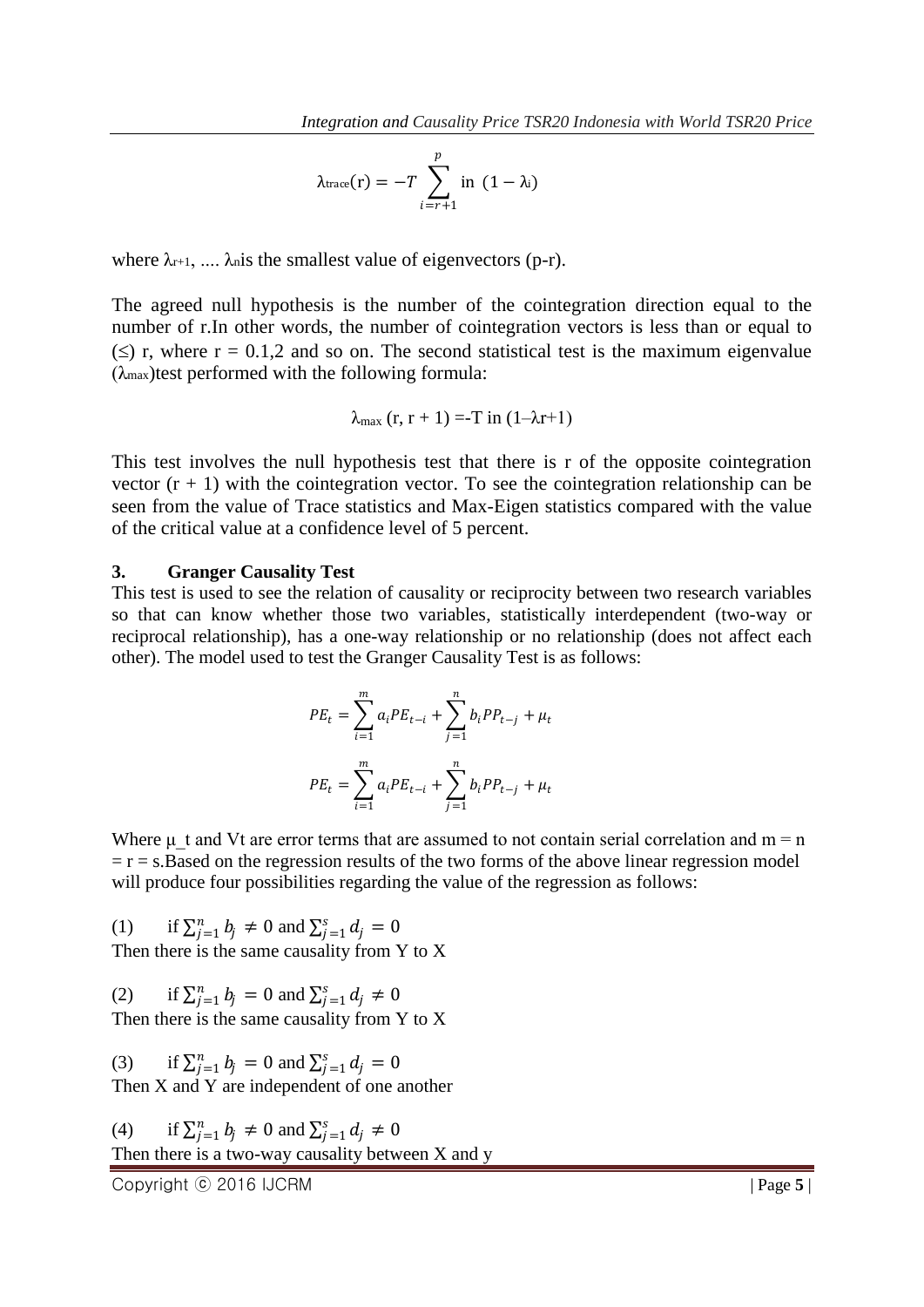$$\lambda_{trace}(r) = -T \sum_{i=r+1}^{p} \text{in } (1 - \lambda_i)$$

where $\lambda_{r+1}$, .... $\lambda_n$is the smallest value of eigenvectors (p-r).

The agreed null hypothesis is the number of the cointegration direction equal to the number of r.In other words, the number of cointegration vectors is less than or equal to (≤) r, where r = 0.1,2 and so on. The second statistical test is the maximum eigenvalue ($\lambda_{max}$)test performed with the following formula:

$$\lambda_{max} (r, r + 1) = -T \text{ in } (1 - \lambda r+1)$$

This test involves the null hypothesis test that there is r of the opposite cointegration vector (r + 1) with the cointegration vector. To see the cointegration relationship can be seen from the value of Trace statistics and Max-Eigen statistics compared with the value of the critical value at a confidence level of 5 percent.

### 3. Granger Causality Test

This test is used to see the relation of causality or reciprocity between two research variables so that can know whether those two variables, statistically interdependent (two-way or reciprocal relationship), has a one-way relationship or no relationship (does not affect each other). The model used to test the Granger Causality Test is as follows:

$$PE_t = \sum_{i=1}^{m} a_i PE_{t-i} + \sum_{j=1}^{n} b_i PP_{t-j} + \mu_t$$

$$PE_t = \sum_{i=1}^{m} a_i PE_{t-i} + \sum_{j=1}^{n} b_i PP_{t-j} + \mu_t$$

Where $\mu_t$ and Vt are error terms that are assumed to not contain serial correlation and m = n = r = s.Based on the regression results of the two forms of the above linear regression model will produce four possibilities regarding the value of the regression as follows:

(1) if $\sum_{j=1}^{n} b_j \neq 0$ and $\sum_{j=1}^{s} d_j = 0$
Then there is the same causality from Y to X

(2) if $\sum_{j=1}^{n} b_j = 0$ and $\sum_{j=1}^{s} d_j \neq 0$
Then there is the same causality from Y to X

(3) if $\sum_{j=1}^{n} b_j = 0$ and $\sum_{j=1}^{s} d_j = 0$
Then X and Y are independent of one another

(4) if $\sum_{j=1}^{n} b_j \neq 0$ and $\sum_{j=1}^{s} d_j \neq 0$
Then there is a two-way causality between X and y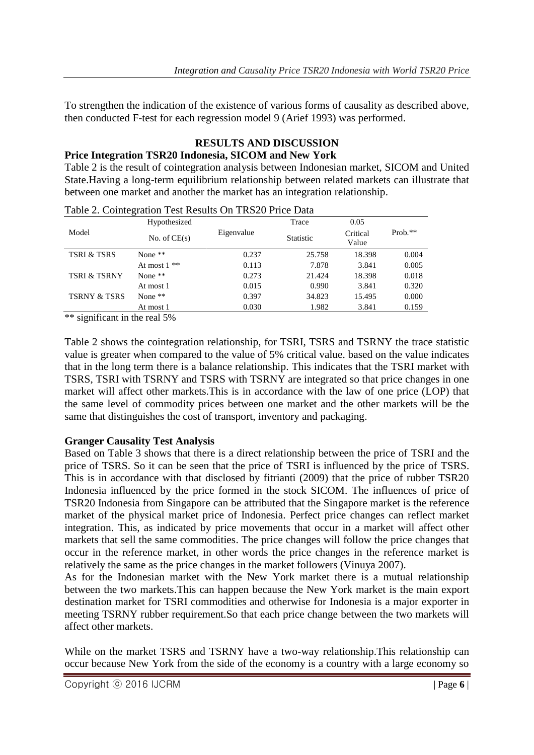To strengthen the indication of the existence of various forms of causality as described above, then conducted F-test for each regression model 9 (Arief 1993) was performed.

## RESULTS AND DISCUSSION

### Price Integration TSR20 Indonesia, SICOM and New York

Table 2 is the result of cointegration analysis between Indonesian market, SICOM and United State.Having a long-term equilibrium relationship between related markets can illustrate that between one market and another the market has an integration relationship.

Table 2. Cointegration Test Results On TRS20 Price Data

| Model | Hypothesized No. of CE(s) | Eigenvalue | Trace Statistic | 0.05 Critical Value | Prob.** |
|---|---|---|---|---|---|
| TSRI & TSRS | None ** | 0.237 | 25.758 | 18.398 | 0.004 |
| | At most 1 ** | 0.113 | 7.878 | 3.841 | 0.005 |
| TSRI & TSRNY | None ** | 0.273 | 21.424 | 18.398 | 0.018 |
| | At most 1 | 0.015 | 0.990 | 3.841 | 0.320 |
| TSRNY & TSRS | None ** | 0.397 | 34.823 | 15.495 | 0.000 |
| | At most 1 | 0.030 | 1.982 | 3.841 | 0.159 |

** significant in the real 5%

Table 2 shows the cointegration relationship, for TSRI, TSRS and TSRNY the trace statistic value is greater when compared to the value of 5% critical value. based on the value indicates that in the long term there is a balance relationship. This indicates that the TSRI market with TSRS, TSRI with TSRNY and TSRS with TSRNY are integrated so that price changes in one market will affect other markets.This is in accordance with the law of one price (LOP) that the same level of commodity prices between one market and the other markets will be the same that distinguishes the cost of transport, inventory and packaging.

### Granger Causality Test Analysis

Based on Table 3 shows that there is a direct relationship between the price of TSRI and the price of TSRS. So it can be seen that the price of TSRI is influenced by the price of TSRS. This is in accordance with that disclosed by fitrianti (2009) that the price of rubber TSR20 Indonesia influenced by the price formed in the stock SICOM. The influences of price of TSR20 Indonesia from Singapore can be attributed that the Singapore market is the reference market of the physical market price of Indonesia. Perfect price changes can reflect market integration. This, as indicated by price movements that occur in a market will affect other markets that sell the same commodities. The price changes will follow the price changes that occur in the reference market, in other words the price changes in the reference market is relatively the same as the price changes in the market followers (Vinuya 2007).

As for the Indonesian market with the New York market there is a mutual relationship between the two markets.This can happen because the New York market is the main export destination market for TSRI commodities and otherwise for Indonesia is a major exporter in meeting TSRNY rubber requirement.So that each price change between the two markets will affect other markets.

While on the market TSRS and TSRNY have a two-way relationship.This relationship can occur because New York from the side of the economy is a country with a large economy so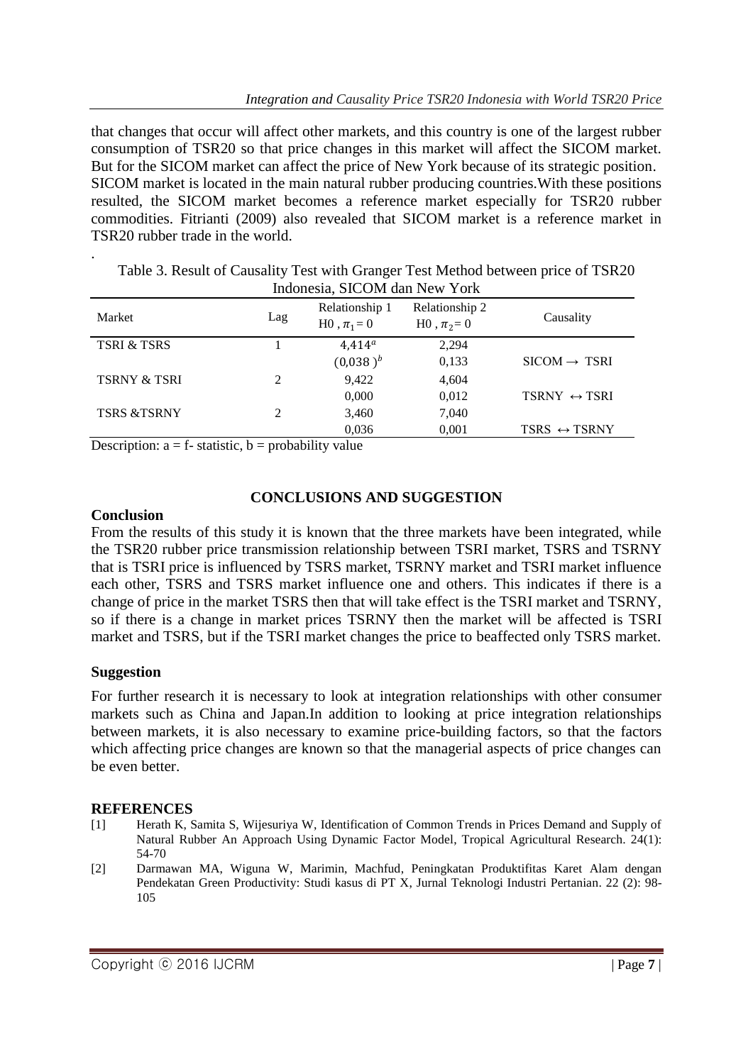that changes that occur will affect other markets, and this country is one of the largest rubber consumption of TSR20 so that price changes in this market will affect the SICOM market. But for the SICOM market can affect the price of New York because of its strategic position. SICOM market is located in the main natural rubber producing countries.With these positions resulted, the SICOM market becomes a reference market especially for TSR20 rubber commodities. Fitrianti (2009) also revealed that SICOM market is a reference market in TSR20 rubber trade in the world.

.

Table 3. Result of Causality Test with Granger Test Method between price of TSR20 Indonesia, SICOM dan New York

| Market | Lag | Relationship 1 H0 , $\pi_1 = 0$ | Relationship 2 H0 , $\pi_2 = 0$ | Causality |
|---|---|---|---|---|
| TSRI & TSRS | 1 | $4{,}414^{a}$ | 2,294 | |
| | | $(0{,}038)^{b}$ | 0,133 | SICOM → TSRI |
| TSRNY & TSRI | 2 | 9,422 | 4,604 | |
| | | 0,000 | 0,012 | TSRNY ↔ TSRI |
| TSRS &TSRNY | 2 | 3,460 | 7,040 | |
| | | 0,036 | 0,001 | TSRS ↔ TSRNY |

Description: a = f- statistic, b = probability value

## CONCLUSIONS AND SUGGESTION

### Conclusion

From the results of this study it is known that the three markets have been integrated, while the TSR20 rubber price transmission relationship between TSRI market, TSRS and TSRNY that is TSRI price is influenced by TSRS market, TSRNY market and TSRI market influence each other, TSRS and TSRS market influence one and others. This indicates if there is a change of price in the market TSRS then that will take effect is the TSRI market and TSRNY, so if there is a change in market prices TSRNY then the market will be affected is TSRI market and TSRS, but if the TSRI market changes the price to beaffected only TSRS market.

### Suggestion

For further research it is necessary to look at integration relationships with other consumer markets such as China and Japan.In addition to looking at price integration relationships between markets, it is also necessary to examine price-building factors, so that the factors which affecting price changes are known so that the managerial aspects of price changes can be even better.

## REFERENCES

[1] Herath K, Samita S, Wijesuriya W, Identification of Common Trends in Prices Demand and Supply of Natural Rubber An Approach Using Dynamic Factor Model, Tropical Agricultural Research. 24(1): 54-70

[2] Darmawan MA, Wiguna W, Marimin, Machfud, Peningkatan Produktifitas Karet Alam dengan Pendekatan Green Productivity: Studi kasus di PT X, Jurnal Teknologi Industri Pertanian. 22 (2): 98-105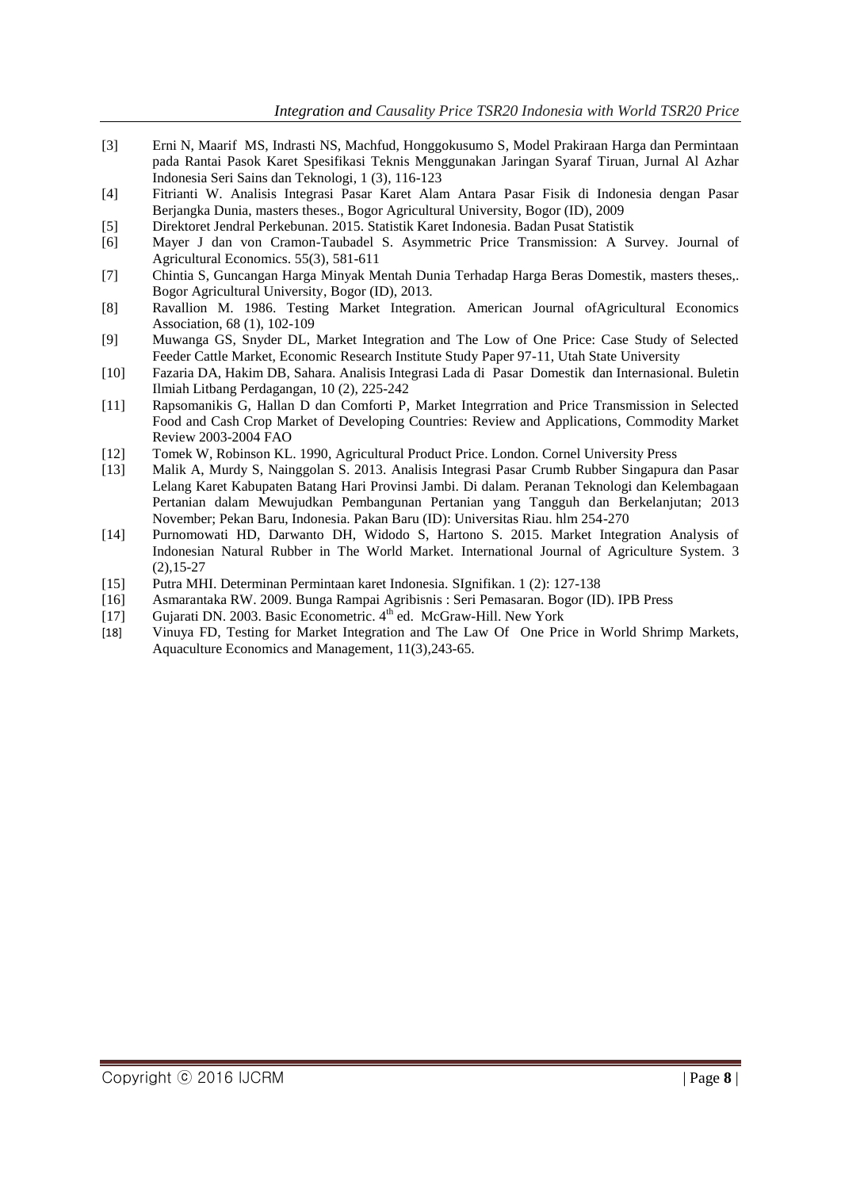[3] Erni N, Maarif MS, Indrasti NS, Machfud, Honggokusumo S, Model Prakiraan Harga dan Permintaan pada Rantai Pasok Karet Spesifikasi Teknis Menggunakan Jaringan Syaraf Tiruan, Jurnal Al Azhar Indonesia Seri Sains dan Teknologi, 1 (3), 116-123

[4] Fitrianti W. Analisis Integrasi Pasar Karet Alam Antara Pasar Fisik di Indonesia dengan Pasar Berjangka Dunia, masters theses., Bogor Agricultural University, Bogor (ID), 2009

[5] Direktoret Jendral Perkebunan. 2015. Statistik Karet Indonesia. Badan Pusat Statistik

[6] Mayer J dan von Cramon-Taubadel S. Asymmetric Price Transmission: A Survey. Journal of Agricultural Economics. 55(3), 581-611

[7] Chintia S, Guncangan Harga Minyak Mentah Dunia Terhadap Harga Beras Domestik, masters theses,. Bogor Agricultural University, Bogor (ID), 2013.

[8] Ravallion M. 1986. Testing Market Integration. American Journal ofAgricultural Economics Association, 68 (1), 102-109

[9] Muwanga GS, Snyder DL, Market Integration and The Low of One Price: Case Study of Selected Feeder Cattle Market, Economic Research Institute Study Paper 97-11, Utah State University

[10] Fazaria DA, Hakim DB, Sahara. Analisis Integrasi Lada di Pasar Domestik dan Internasional. Buletin Ilmiah Litbang Perdagangan, 10 (2), 225-242

[11] Rapsomanikis G, Hallan D dan Comforti P, Market Integrration and Price Transmission in Selected Food and Cash Crop Market of Developing Countries: Review and Applications, Commodity Market Review 2003-2004 FAO

[12] Tomek W, Robinson KL. 1990, Agricultural Product Price. London. Cornel University Press

[13] Malik A, Murdy S, Nainggolan S. 2013. Analisis Integrasi Pasar Crumb Rubber Singapura dan Pasar Lelang Karet Kabupaten Batang Hari Provinsi Jambi. Di dalam. Peranan Teknologi dan Kelembagaan Pertanian dalam Mewujudkan Pembangunan Pertanian yang Tangguh dan Berkelanjutan; 2013 November; Pekan Baru, Indonesia. Pakan Baru (ID): Universitas Riau. hlm 254-270

[14] Purnomowati HD, Darwanto DH, Widodo S, Hartono S. 2015. Market Integration Analysis of Indonesian Natural Rubber in The World Market. International Journal of Agriculture System. 3 (2),15-27

[15] Putra MHI. Determinan Permintaan karet Indonesia. SIgnifikan. 1 (2): 127-138

[16] Asmarantaka RW. 2009. Bunga Rampai Agribisnis : Seri Pemasaran. Bogor (ID). IPB Press

[17] Gujarati DN. 2003. Basic Econometric. 4th ed. McGraw-Hill. New York

[18] Vinuya FD, Testing for Market Integration and The Law Of One Price in World Shrimp Markets, Aquaculture Economics and Management, 11(3),243-65.